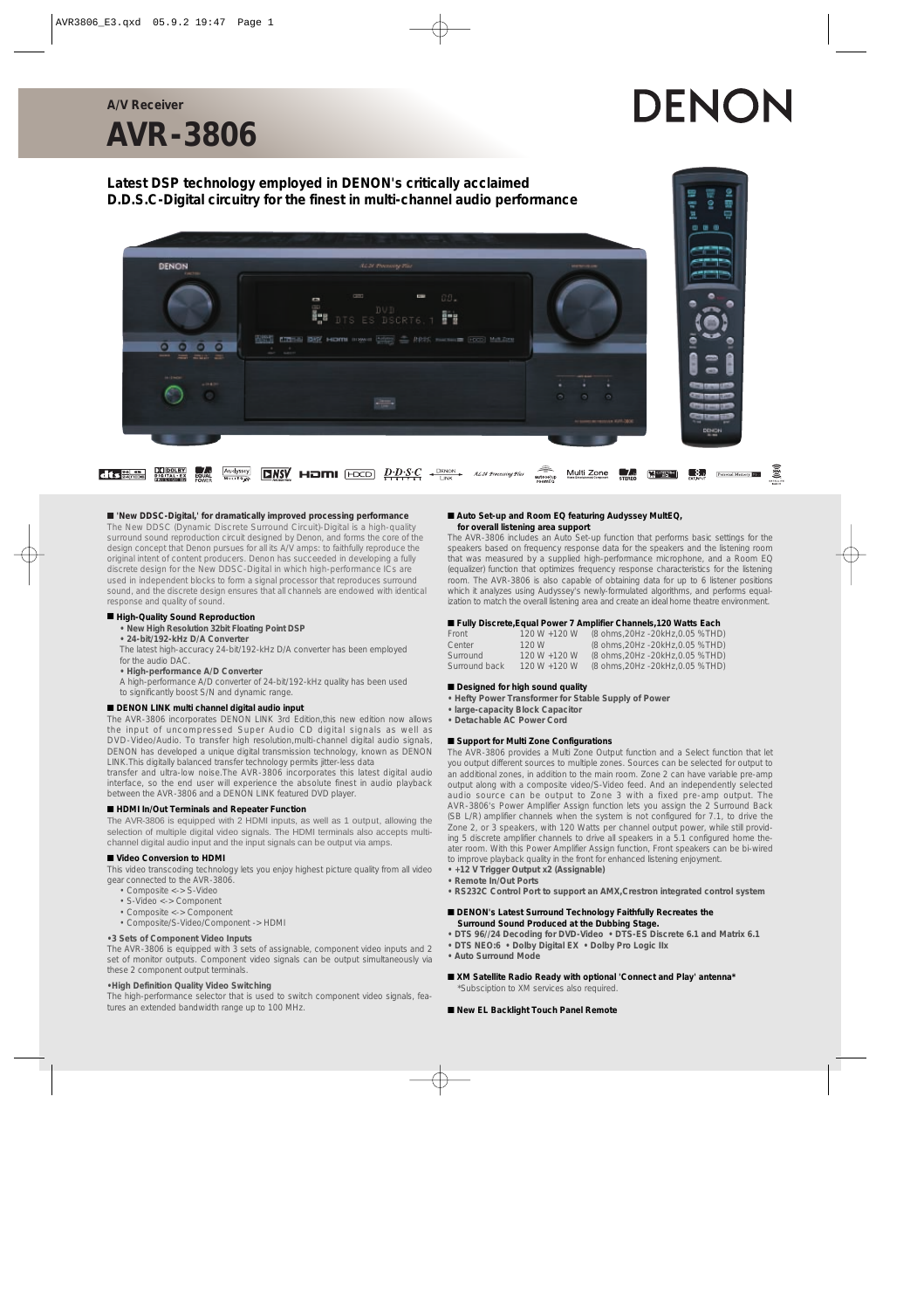A/V Receiver

# AVR-3806

DENON

## Latest DSP technology employed in DENON's critically acclaimed D.D.S.C-Digital circuitry for the finest in multi-channel audio performance

### ■ 'New DDSC-Digital,' for dramatically improved processing performance

The New DDSC (Dynamic Discrete Surround Circuit)-Digital is a high-quality surround sound reproduction circuit designed by Denon, and forms the core of the design concept that Denon pursues for all its A/V amps: to faithfully reproduce the original intent of content producers. Denon has succeeded in developing a fully discrete design for the New DDSC-Digital in which high-performance ICs are used in independent blocks to form a signal processor that reproduces surround sound, and the discrete design ensures that all channels are endowed with identical response and quality of sound.

### ■ High-Quality Sound Reproduction

- **New High Resolution 32bit Floating Point DSP**
- **24-bit/192-kHz D/A Converter**

The latest high-accuracy 24-bit/192-kHz D/A converter has been employed for the audio DAC.

- **High-performance A/D Converter**

A high-performance A/D converter of 24-bit/192-kHz quality has been used to significantly boost S/N and dynamic range.

### ■ DENON LINK multi channel digital audio input

The AVR-3806 incorporates DENON LINK 3rd Edition,this new edition now allows the input of uncompressed Super Audio CD digital signals as well as DVD-Video/Audio. To transfer high resolution,multi-channel digital audio signals, DENON has developed a unique digital transmission technology, known as DENON LINK.This digitally balanced transfer technology permits jitter-less data transfer and ultra-low noise.The AVR-3806 incorporates this latest digital audio interface, so the end user will experience the absolute finest in audio playback between the AVR-3806 and a DENON LINK featured DVD player.

### ■ HDMI In/Out Terminals and Repeater Function

The AVR-3806 is equipped with 2 HDMI inputs, as well as 1 output, allowing the selection of multiple digital video signals. The HDMI terminals also accepts multi-channel digital audio input and the input signals can be output via amps.

### ■ Video Conversion to HDMI

This video transcoding technology lets you enjoy highest picture quality from all video gear connected to the AVR-3806.

- Composite <-> S-Video
- S-Video <-> Component
- Composite <-> Component
- Composite/S-Video/Component -> HDMI

**•3 Sets of Component Video Inputs**

The AVR-3806 is equipped with 3 sets of assignable, component video inputs and 2 set of monitor outputs. Component video signals can be output simultaneously via these 2 component output terminals.

**•High Definition Quality Video Switching**

The high-performance selector that is used to switch component video signals, features an extended bandwidth range up to 100 MHz.

### ■ Auto Set-up and Room EQ featuring Audyssey MultEQ, for overall listening area support

The AVR-3806 includes an Auto Set-up function that performs basic settings for the speakers based on frequency response data for the speakers and the listening room that was measured by a supplied high-performance microphone, and a Room EQ (equalizer) function that optimizes frequency response characteristics for the listening room. The AVR-3806 is also capable of obtaining data for up to 6 listener positions which it analyzes using Audyssey's newly-formulated algorithms, and performs equalization to match the overall listening area and create an ideal home theatre environment.

### ■ Fully Discrete,Equal Power 7 Amplifier Channels,120 Watts Each

| | | |
|---|---|---|
| Front | 120 W +120 W | (8 ohms,20Hz -20kHz,0.05 %THD) |
| Center | 120 W | (8 ohms,20Hz -20kHz,0.05 %THD) |
| Surround | 120 W +120 W | (8 ohms,20Hz -20kHz,0.05 %THD) |
| Surround back | 120 W +120 W | (8 ohms,20Hz -20kHz,0.05 %THD) |

### ■ Designed for high sound quality

- **Hefty Power Transformer for Stable Supply of Power**
- **large-capacity Block Capacitor**
- **Detachable AC Power Cord**

### ■ Support for Multi Zone Configurations

The AVR-3806 provides a Multi Zone Output function and a Select function that let you output different sources to multiple zones. Sources can be selected for output to an additional zones, in addition to the main room. Zone 2 can have variable pre-amp output along with a composite video/S-Video feed. And an independently selected audio source can be output to Zone 3 with a fixed pre-amp output. The AVR-3806's Power Amplifier Assign function lets you assign the 2 Surround Back (SB L/R) amplifier channels when the system is not configured for 7.1, to drive the Zone 2, or 3 speakers, with 120 Watts per channel output power, while still providing 5 discrete amplifier channels to drive all speakers in a 5.1 configured home theater room. With this Power Amplifier Assign function, Front speakers can be bi-wired to improve playback quality in the front for enhanced listening enjoyment.

- **+12 V Trigger Output x2 (Assignable)**
- **Remote In/Out Ports**
- **RS232C Control Port to support an AMX,Crestron integrated control system**

### ■ DENON's Latest Surround Technology Faithfully Recreates the Surround Sound Produced at the Dubbing Stage.

- **DTS 96/24 Decoding for DVD-Video** • **DTS-ES Discrete 6.1 and Matrix 6.1**
- **DTS NEO:6** • **Dolby Digital EX** • **Dolby Pro Logic IIx**
- **Auto Surround Mode**

### ■ XM Satellite Radio Ready with optional 'Connect and Play' antenna*

*Subsciption to XM services also required.

### ■ New EL Backlight Touch Panel Remote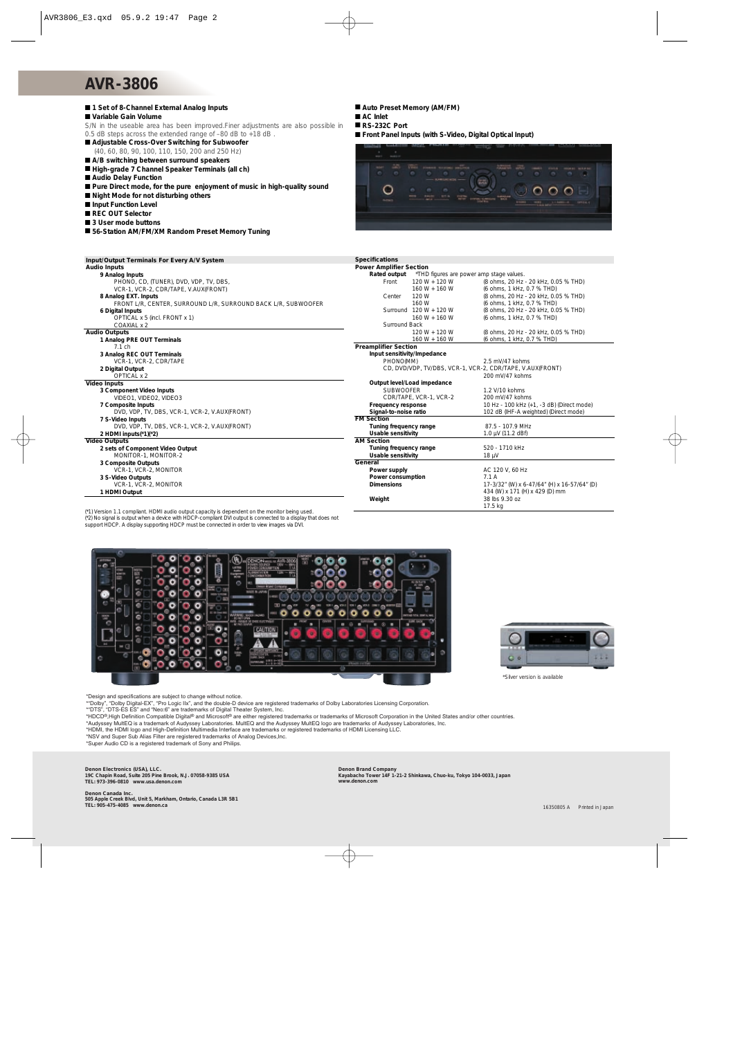# AVR-3806

- **1 Set of 8-Channel External Analog Inputs**
- **Variable Gain Volume**

S/N in the useable area has been improved.Finer adjustments are also possible in 0.5 dB steps across the extended range of –80 dB to +18 dB .

- **Adjustable Cross-Over Switching for Subwoofer**
  (40, 60, 80, 90, 100, 110, 150, 200 and 250 Hz)
- **A/B switching between surround speakers**
- **High-grade 7 Channel Speaker Terminals (all ch)**
- **Audio Delay Function**
- **Pure Direct mode, for the pure enjoyment of music in high-quality sound**
- **Night Mode for not disturbing others**
- **Input Function Level**
- **REC OUT Selector**
- **3 User mode buttons**
- **56-Station AM/FM/XM Random Preset Memory Tuning**
- **Auto Preset Memory (AM/FM)**
- **AC Inlet**
- **RS-232C Port**
- **Front Panel Inputs (with S-Video, Digital Optical Input)**

## Input/Output Terminals For Every A/V System

**Audio Inputs**

**9 Analog Inputs**
PHONO, CD, (TUNER), DVD, VDP, TV, DBS, VCR-1, VCR-2, CDR/TAPE, V.AUX(FRONT)

**8 Analog EXT. Inputs**
FRONT L/R, CENTER, SURROUND L/R, SURROUND BACK L/R, SUBWOOFER

**6 Digital Inputs**
OPTICAL x 5 (incl. FRONT x 1)
COAXIAL x 2

**Audio Outputs**

**1 Analog PRE OUT Terminals**
7.1 ch

**3 Analog REC OUT Terminals**
VCR-1, VCR-2, CDR/TAPE

**2 Digital Output**
OPTICAL x 2

**Video Inputs**

**3 Component Video Inputs**
VIDEO1, VIDEO2, VIDEO3

**7 Composite Inputs**
DVD, VDP, TV, DBS, VCR-1, VCR-2, V.AUX(FRONT)

**7 S-Video Inputs**
DVD, VDP, TV, DBS, VCR-1, VCR-2, V.AUX(FRONT)

**2 HDMI inputs(*1)(*2)**

**Video Outputs**

**2 sets of Component Video Output**
MONITOR-1, MONITOR-2

**3 Composite Outputs**
VCR-1, VCR-2, MONITOR

**3 S-Video Outputs**
VCR-1, VCR-2, MONITOR

**1 HDMI Output**

(*1) Version 1.1 compliant. HDMI audio output capacity is dependent on the monitor being used.
(*2) No signal is output when a device with HDCP-compliant DVI output is connected to a display that does not support HDCP. A display supporting HDCP must be connected in order to view images via DVI.

## Specifications

**Power Amplifier Section**

| | | | |
|---|---|---|---|
| **Rated output** | *THD figures are power amp stage values. | | |
| | Front | 120 W + 120 W | (8 ohms, 20 Hz - 20 kHz, 0.05 % THD) |
| | | 160 W + 160 W | (6 ohms, 1 kHz, 0.7 % THD) |
| | Center | 120 W | (8 ohms, 20 Hz - 20 kHz, 0.05 % THD) |
| | | 160 W | (6 ohms, 1 kHz, 0.7 % THD) |
| | Surround | 120 W + 120 W | (8 ohms, 20 Hz - 20 kHz, 0.05 % THD) |
| | | 160 W + 160 W | (6 ohms, 1 kHz, 0.7 % THD) |
| | Surround Back | | |
| | | 120 W + 120 W | (8 ohms, 20 Hz - 20 kHz, 0.05 % THD) |
| | | 160 W + 160 W | (6 ohms, 1 kHz, 0.7 % THD) |

**Preamplifier Section**

| | |
|---|---|
| **Input sensitivity/Impedance** | |
| PHONO(MM) | 2.5 mV/47 kohms |
| CD, DVD/VDP, TV/DBS, VCR-1, VCR-2, CDR/TAPE, V.AUX(FRONT) | 200 mV/47 kohms |
| **Output level/Load impedance** | |
| SUBWOOFER | 1.2 V/10 kohms |
| CDR/TAPE, VCR-1, VCR-2 | 200 mV/47 kohms |
| **Frequency response** | 10 Hz - 100 kHz (+1, -3 dB) (Direct mode) |
| **Signal-to-noise ratio** | 102 dB (IHF-A weighted) (Direct mode) |

**FM Section**

| | |
|---|---|
| **Tuning frequency range** | 87.5 - 107.9 MHz |
| **Usable sensitivity** | 1.0 µV (11.2 dBf) |

**AM Section**

| | |
|---|---|
| **Tuning frequency range** | 520 - 1710 kHz |
| **Usable sensitivity** | 18 µV |

**General**

| | |
|---|---|
| **Power supply** | AC 120 V, 60 Hz |
| **Power consumption** | 7.1 A |
| **Dimensions** | 17-3/32" (W) x 6-47/64" (H) x 16-57/64" (D) |
| | 434 (W) x 171 (H) x 429 (D) mm |
| **Weight** | 38 lbs 9.30 oz |
| | 17.5 kg |

*Silver version is available

*Design and specifications are subject to change without notice.
*"Dolby", "Dolby Digital-EX", "Pro Logic IIx", and the double-D device are registered trademarks of Dolby Laboratories Licensing Corporation.
*"DTS", "DTS-ES ES" and "Neo:6" are trademarks of Digital Theater System, Inc.
*HDCD®,High Definition Compatible Digital® and Microsoft® are either registered trademarks or trademarks of Microsoft Corporation in the United States and/or other countries.
*Audyssey MultEQ is a trademark of Audyssey Laboratories. MultEQ and the Audyssey MultEQ logo are trademarks of Audyssey Laboratories, Inc.
*HDMI, the HDMI logo and High-Definition Multimedia Interface are trademarks or registered trademarks of HDMI Licensing LLC.
*NSV and Super Sub Alias Filter are registered trademarks of Analog Devices,Inc.
*Super Audio CD is a registered trademark of Sony and Philips.

**Denon Electronics (USA), LLC.**
**19C Chapin Road, Suite 205 Pine Brook, N.J. 07058-9385 USA**
**TEL: 973-396-0810 www.usa.denon.com**

**Denon Canada Inc.**
**505 Apple Creek Blvd, Unit 5, Markham, Ontario, Canada L3R 5B1**
**TEL: 905-475-4085 www.denon.ca**

**Denon Brand Company**
**Kayabacho Tower 14F 1-21-2 Shinkawa, Chuo-ku, Tokyo 104-0033, Japan**
**www.denon.com**

16350805 A Printed in Japan